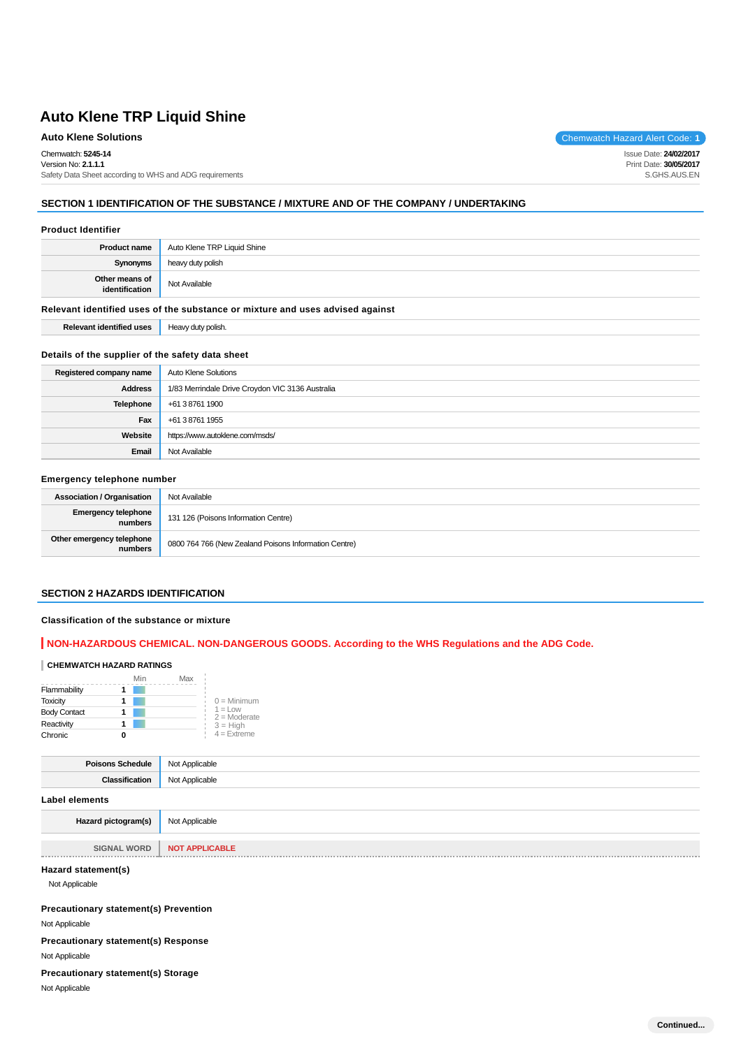# Auto Klene TRP Liquid Shine

**Auto Klene Solutions**

Chemwatch Hazard Alert Code: **1**

Chemwatch: **5245-14**
Version No: **2.1.1.1**
Safety Data Sheet according to WHS and ADG requirements

Issue Date: **24/02/2017**
Print Date: **30/05/2017**
S.GHS.AUS.EN

## SECTION 1 IDENTIFICATION OF THE SUBSTANCE / MIXTURE AND OF THE COMPANY / UNDERTAKING

### Product Identifier

| | |
|---|---|
| **Product name** | Auto Klene TRP Liquid Shine |
| **Synonyms** | heavy duty polish |
| **Other means of identification** | Not Available |

### Relevant identified uses of the substance or mixture and uses advised against

| | |
|---|---|
| **Relevant identified uses** | Heavy duty polish. |

### Details of the supplier of the safety data sheet

| | |
|---|---|
| **Registered company name** | Auto Klene Solutions |
| **Address** | 1/83 Merrindale Drive Croydon VIC 3136 Australia |
| **Telephone** | +61 3 8761 1900 |
| **Fax** | +61 3 8761 1955 |
| **Website** | https://www.autoklene.com/msds/ |
| **Email** | Not Available |

### Emergency telephone number

| | |
|---|---|
| **Association / Organisation** | Not Available |
| **Emergency telephone numbers** | 131 126 (Poisons Information Centre) |
| **Other emergency telephone numbers** | 0800 764 766 (New Zealand Poisons Information Centre) |

## SECTION 2 HAZARDS IDENTIFICATION

### Classification of the substance or mixture

**NON-HAZARDOUS CHEMICAL. NON-DANGEROUS GOODS. According to the WHS Regulations and the ADG Code.**

**CHEMWATCH HAZARD RATINGS**

| | Min | Max |
|---|---|---|
| Flammability | 1 | |
| Toxicity | 1 | |
| Body Contact | 1 | |
| Reactivity | 1 | |
| Chronic | 0 | |

0 = Minimum
1 = Low
2 = Moderate
3 = High
4 = Extreme

| | |
|---|---|
| **Poisons Schedule** | Not Applicable |
| **Classification** | Not Applicable |

### Label elements

| | |
|---|---|
| **Hazard pictogram(s)** | Not Applicable |
| **SIGNAL WORD** | **NOT APPLICABLE** |

### Hazard statement(s)

Not Applicable

### Precautionary statement(s) Prevention

Not Applicable

### Precautionary statement(s) Response

Not Applicable

### Precautionary statement(s) Storage

Not Applicable

**Continued...**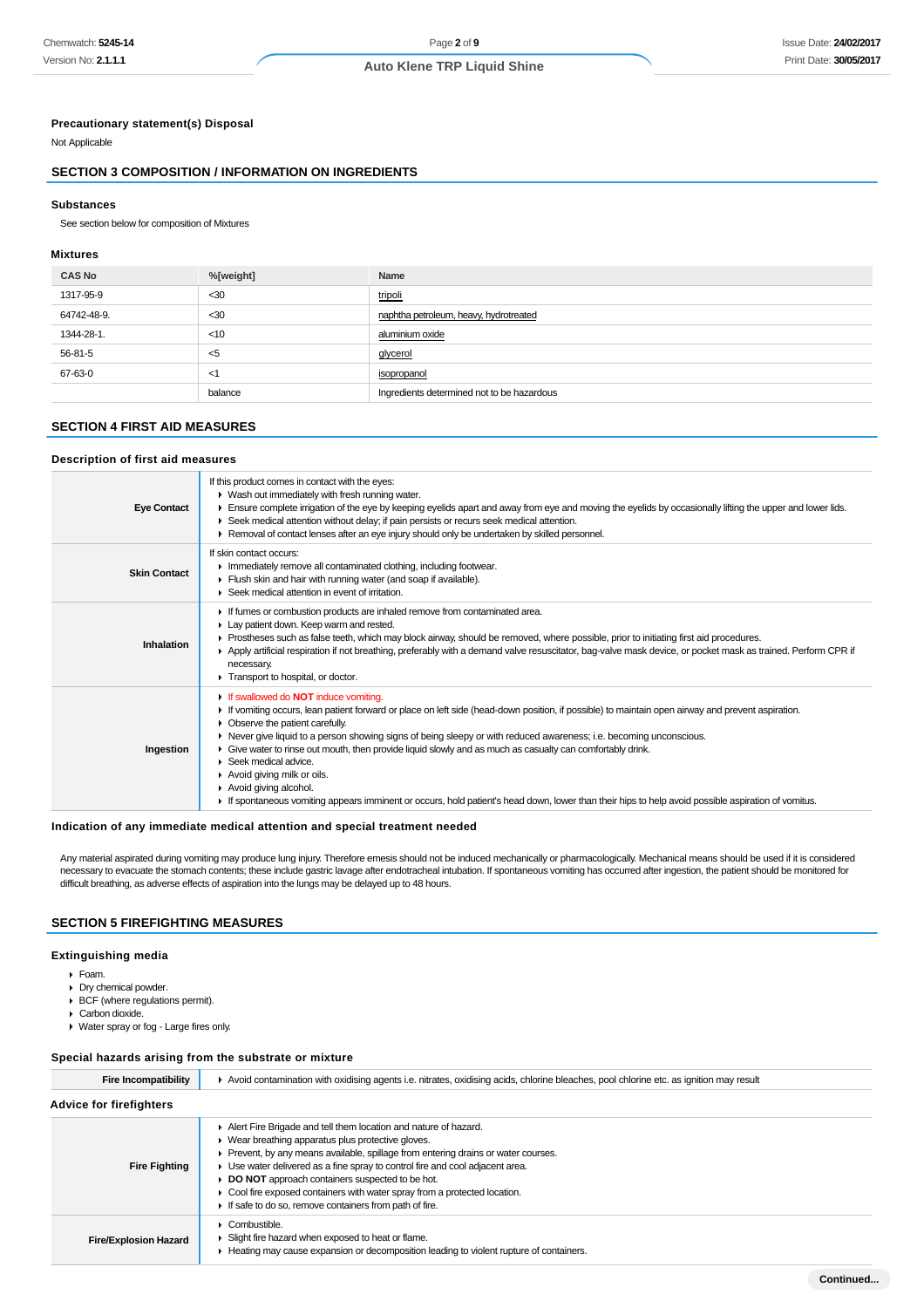### Precautionary statement(s) Disposal

Not Applicable

## SECTION 3 COMPOSITION / INFORMATION ON INGREDIENTS

### Substances

See section below for composition of Mixtures

### Mixtures

| CAS No | %[weight] | Name |
|---|---|---|
| 1317-95-9 | <30 | tripoli |
| 64742-48-9. | <30 | naphtha petroleum, heavy, hydrotreated |
| 1344-28-1. | <10 | aluminium oxide |
| 56-81-5 | <5 | glycerol |
| 67-63-0 | <1 | isopropanol |
| | balance | Ingredients determined not to be hazardous |

## SECTION 4 FIRST AID MEASURES

### Description of first aid measures

| | |
|---|---|
| **Eye Contact** | If this product comes in contact with the eyes: <br>▸ Wash out immediately with fresh running water. <br>▸ Ensure complete irrigation of the eye by keeping eyelids apart and away from eye and moving the eyelids by occasionally lifting the upper and lower lids. <br>▸ Seek medical attention without delay; if pain persists or recurs seek medical attention. <br>▸ Removal of contact lenses after an eye injury should only be undertaken by skilled personnel. |
| **Skin Contact** | If skin contact occurs: <br>▸ Immediately remove all contaminated clothing, including footwear. <br>▸ Flush skin and hair with running water (and soap if available). <br>▸ Seek medical attention in event of irritation. |
| **Inhalation** | ▸ If fumes or combustion products are inhaled remove from contaminated area. <br>▸ Lay patient down. Keep warm and rested. <br>▸ Prostheses such as false teeth, which may block airway, should be removed, where possible, prior to initiating first aid procedures. <br>▸ Apply artificial respiration if not breathing, preferably with a demand valve resuscitator, bag-valve mask device, or pocket mask as trained. Perform CPR if necessary. <br>▸ Transport to hospital, or doctor. |
| **Ingestion** | ▸ If swallowed do **NOT** induce vomiting. <br>▸ If vomiting occurs, lean patient forward or place on left side (head-down position, if possible) to maintain open airway and prevent aspiration. <br>▸ Observe the patient carefully. <br>▸ Never give liquid to a person showing signs of being sleepy or with reduced awareness; i.e. becoming unconscious. <br>▸ Give water to rinse out mouth, then provide liquid slowly and as much as casualty can comfortably drink. <br>▸ Seek medical advice. <br>▸ Avoid giving milk or oils. <br>▸ Avoid giving alcohol. <br>▸ If spontaneous vomiting appears imminent or occurs, hold patient's head down, lower than their hips to help avoid possible aspiration of vomitus. |

### Indication of any immediate medical attention and special treatment needed

Any material aspirated during vomiting may produce lung injury. Therefore emesis should not be induced mechanically or pharmacologically. Mechanical means should be used if it is considered necessary to evacuate the stomach contents; these include gastric lavage after endotracheal intubation. If spontaneous vomiting has occurred after ingestion, the patient should be monitored for difficult breathing, as adverse effects of aspiration into the lungs may be delayed up to 48 hours.

## SECTION 5 FIREFIGHTING MEASURES

### Extinguishing media

- Foam.
- Dry chemical powder.
- BCF (where regulations permit).
- Carbon dioxide.
- Water spray or fog - Large fires only.

### Special hazards arising from the substrate or mixture

| | |
|---|---|
| **Fire Incompatibility** | ▸ Avoid contamination with oxidising agents i.e. nitrates, oxidising acids, chlorine bleaches, pool chlorine etc. as ignition may result |

### Advice for firefighters

| | |
|---|---|
| **Fire Fighting** | ▸ Alert Fire Brigade and tell them location and nature of hazard. <br>▸ Wear breathing apparatus plus protective gloves. <br>▸ Prevent, by any means available, spillage from entering drains or water courses. <br>▸ Use water delivered as a fine spray to control fire and cool adjacent area. <br>▸ **DO NOT** approach containers suspected to be hot. <br>▸ Cool fire exposed containers with water spray from a protected location. <br>▸ If safe to do so, remove containers from path of fire. |
| **Fire/Explosion Hazard** | ▸ Combustible. <br>▸ Slight fire hazard when exposed to heat or flame. <br>▸ Heating may cause expansion or decomposition leading to violent rupture of containers. |

**Continued...**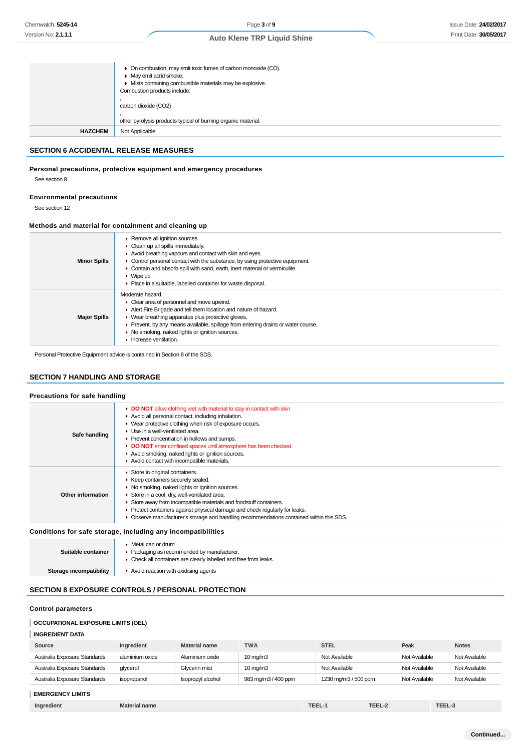| | |
|---|---|
| | - On combustion, may emit toxic fumes of carbon monoxide (CO).<br>- May emit acrid smoke.<br>- Mists containing combustible materials may be explosive.<br>Combustion products include:<br>,<br>carbon dioxide ($CO_2$)<br>,<br>other pyrolysis products typical of burning organic material. |
| **HAZCHEM** | Not Applicable |

## SECTION 6 ACCIDENTAL RELEASE MEASURES

### Personal precautions, protective equipment and emergency procedures

See section 8

### Environmental precautions

See section 12

### Methods and material for containment and cleaning up

| | |
|---|---|
| **Minor Spills** | - Remove all ignition sources.<br>- Clean up all spills immediately.<br>- Avoid breathing vapours and contact with skin and eyes.<br>- Control personal contact with the substance, by using protective equipment.<br>- Contain and absorb spill with sand, earth, inert material or vermiculite.<br>- Wipe up.<br>- Place in a suitable, labelled container for waste disposal. |
| **Major Spills** | Moderate hazard.<br>- Clear area of personnel and move upwind.<br>- Alert Fire Brigade and tell them location and nature of hazard.<br>- Wear breathing apparatus plus protective gloves.<br>- Prevent, by any means available, spillage from entering drains or water course.<br>- No smoking, naked lights or ignition sources.<br>- Increase ventilation. |

Personal Protective Equipment advice is contained in Section 8 of the SDS.

## SECTION 7 HANDLING AND STORAGE

### Precautions for safe handling

| | |
|---|---|
| **Safe handling** | - **DO NOT** allow clothing wet with material to stay in contact with skin<br>- Avoid all personal contact, including inhalation.<br>- Wear protective clothing when risk of exposure occurs.<br>- Use in a well-ventilated area.<br>- Prevent concentration in hollows and sumps.<br>- **DO NOT** enter confined spaces until atmosphere has been checked.<br>- Avoid smoking, naked lights or ignition sources.<br>- Avoid contact with incompatible materials. |
| **Other information** | - Store in original containers.<br>- Keep containers securely sealed.<br>- No smoking, naked lights or ignition sources.<br>- Store in a cool, dry, well-ventilated area.<br>- Store away from incompatible materials and foodstuff containers.<br>- Protect containers against physical damage and check regularly for leaks.<br>- Observe manufacturer's storage and handling recommendations contained within this SDS. |

### Conditions for safe storage, including any incompatibilities

| | |
|---|---|
| **Suitable container** | - Metal can or drum<br>- Packaging as recommended by manufacturer.<br>- Check all containers are clearly labelled and free from leaks. |
| **Storage incompatibility** | - Avoid reaction with oxidising agents |

## SECTION 8 EXPOSURE CONTROLS / PERSONAL PROTECTION

### Control parameters

#### OCCUPATIONAL EXPOSURE LIMITS (OEL)

#### INGREDIENT DATA

| Source | Ingredient | Material name | TWA | STEL | Peak | Notes |
|---|---|---|---|---|---|---|
| Australia Exposure Standards | aluminium oxide | Aluminium oxide | 10 mg/m3 | Not Available | Not Available | Not Available |
| Australia Exposure Standards | glycerol | Glycerin mist | 10 mg/m3 | Not Available | Not Available | Not Available |
| Australia Exposure Standards | isopropanol | Isopropyl alcohol | 983 mg/m3 / 400 ppm | 1230 mg/m3 / 500 ppm | Not Available | Not Available |

#### EMERGENCY LIMITS

| Ingredient | Material name | TEEL-1 | TEEL-2 | TEEL-3 |
|---|---|---|---|---|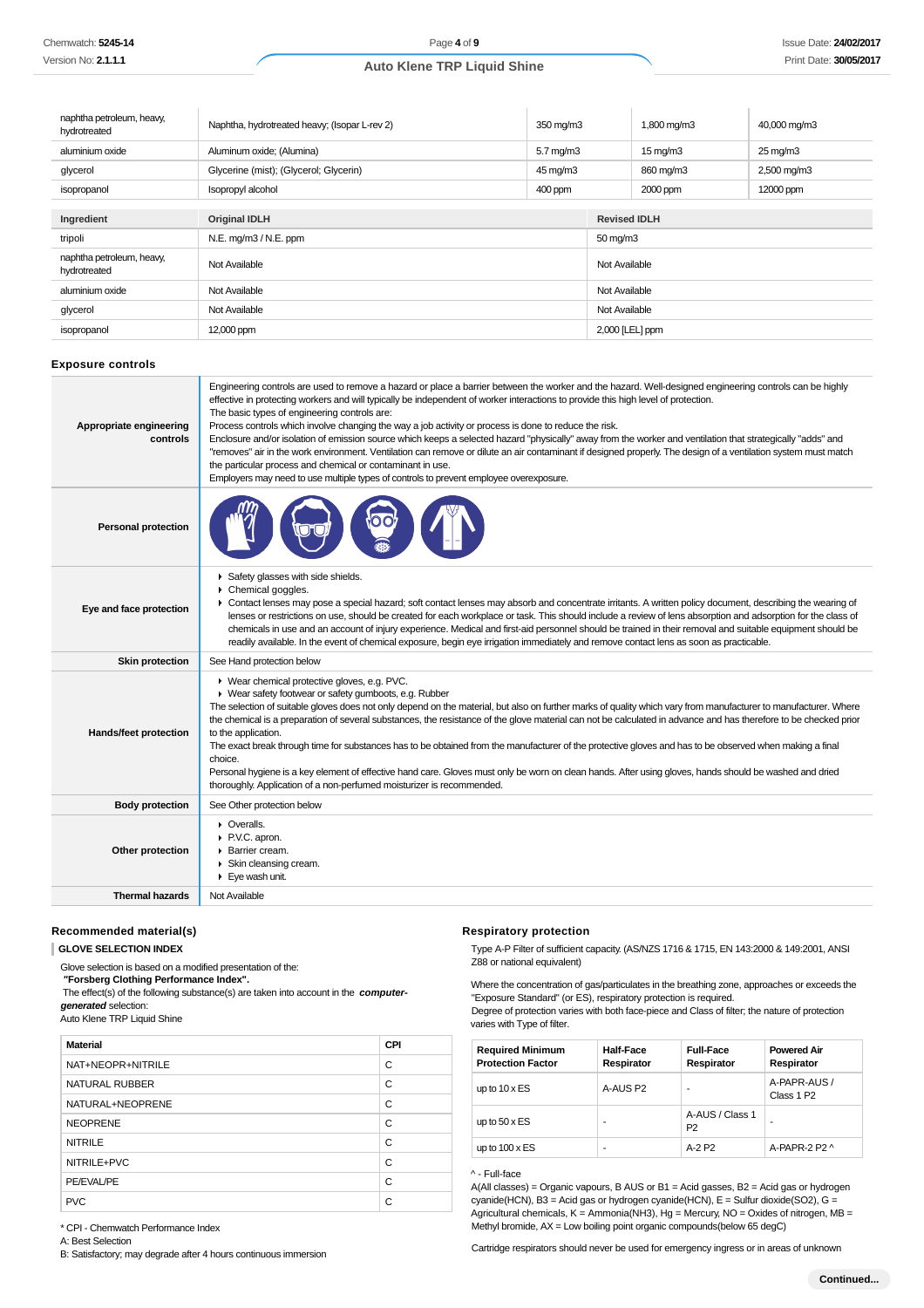| | | | | |
|---|---|---|---|---|
| naphtha petroleum, heavy, hydrotreated | Naphtha, hydrotreated heavy; (Isopar L-rev 2) | 350 mg/m3 | 1,800 mg/m3 | 40,000 mg/m3 |
| aluminium oxide | Aluminum oxide; (Alumina) | 5.7 mg/m3 | 15 mg/m3 | 25 mg/m3 |
| glycerol | Glycerine (mist); (Glycerol; Glycerin) | 45 mg/m3 | 860 mg/m3 | 2,500 mg/m3 |
| isopropanol | Isopropyl alcohol | 400 ppm | 2000 ppm | 12000 ppm |

| Ingredient | Original IDLH | Revised IDLH |
|---|---|---|
| tripoli | N.E. mg/m3 / N.E. ppm | 50 mg/m3 |
| naphtha petroleum, heavy, hydrotreated | Not Available | Not Available |
| aluminium oxide | Not Available | Not Available |
| glycerol | Not Available | Not Available |
| isopropanol | 12,000 ppm | 2,000 [LEL] ppm |

### Exposure controls

| | |
|---|---|
| **Appropriate engineering controls** | Engineering controls are used to remove a hazard or place a barrier between the worker and the hazard. Well-designed engineering controls can be highly effective in protecting workers and will typically be independent of worker interactions to provide this high level of protection. The basic types of engineering controls are: Process controls which involve changing the way a job activity or process is done to reduce the risk. Enclosure and/or isolation of emission source which keeps a selected hazard "physically" away from the worker and ventilation that strategically "adds" and "removes" air in the work environment. Ventilation can remove or dilute an air contaminant if designed properly. The design of a ventilation system must match the particular process and chemical or contaminant in use. Employers may need to use multiple types of controls to prevent employee overexposure. |
| **Personal protection** | |
| **Eye and face protection** | ▸ Safety glasses with side shields. ▸ Chemical goggles. ▸ Contact lenses may pose a special hazard; soft contact lenses may absorb and concentrate irritants. A written policy document, describing the wearing of lenses or restrictions on use, should be created for each workplace or task. This should include a review of lens absorption and adsorption for the class of chemicals in use and an account of injury experience. Medical and first-aid personnel should be trained in their removal and suitable equipment should be readily available. In the event of chemical exposure, begin eye irrigation immediately and remove contact lens as soon as practicable. |
| **Skin protection** | See Hand protection below |
| **Hands/feet protection** | ▸ Wear chemical protective gloves, e.g. PVC. ▸ Wear safety footwear or safety gumboots, e.g. Rubber. The selection of suitable gloves does not only depend on the material, but also on further marks of quality which vary from manufacturer to manufacturer. Where the chemical is a preparation of several substances, the resistance of the glove material can not be calculated in advance and has therefore to be checked prior to the application. The exact break through time for substances has to be obtained from the manufacturer of the protective gloves and has to be observed when making a final choice. Personal hygiene is a key element of effective hand care. Gloves must only be worn on clean hands. After using gloves, hands should be washed and dried thoroughly. Application of a non-perfumed moisturizer is recommended. |
| **Body protection** | See Other protection below |
| **Other protection** | ▸ Overalls. ▸ P.V.C. apron. ▸ Barrier cream. ▸ Skin cleansing cream. ▸ Eye wash unit. |
| **Thermal hazards** | Not Available |

### Recommended material(s)

**GLOVE SELECTION INDEX**

Glove selection is based on a modified presentation of the:
**"Forsberg Clothing Performance Index".**
The effect(s) of the following substance(s) are taken into account in the ***computer-generated*** selection:
Auto Klene TRP Liquid Shine

| Material | CPI |
|---|---|
| NAT+NEOPR+NITRILE | C |
| NATURAL RUBBER | C |
| NATURAL+NEOPRENE | C |
| NEOPRENE | C |
| NITRILE | C |
| NITRILE+PVC | C |
| PE/EVAL/PE | C |
| PVC | C |

* CPI - Chemwatch Performance Index
A: Best Selection
B: Satisfactory; may degrade after 4 hours continuous immersion

### Respiratory protection

Type A-P Filter of sufficient capacity. (AS/NZS 1716 & 1715, EN 143:2000 & 149:2001, ANSI Z88 or national equivalent)

Where the concentration of gas/particulates in the breathing zone, approaches or exceeds the "Exposure Standard" (or ES), respiratory protection is required.
Degree of protection varies with both face-piece and Class of filter; the nature of protection varies with Type of filter.

| Required Minimum Protection Factor | Half-Face Respirator | Full-Face Respirator | Powered Air Respirator |
|---|---|---|---|
| up to 10 x ES | A-AUS P2 | - | A-PAPR-AUS / Class 1 P2 |
| up to 50 x ES | - | A-AUS / Class 1 P2 | - |
| up to 100 x ES | - | A-2 P2 | A-PAPR-2 P2 ^ |

^ - Full-face
A(All classes) = Organic vapours, B AUS or B1 = Acid gasses, B2 = Acid gas or hydrogen cyanide(HCN), B3 = Acid gas or hydrogen cyanide(HCN), E = Sulfur dioxide(SO2), G = Agricultural chemicals, K = Ammonia(NH3), Hg = Mercury, NO = Oxides of nitrogen, MB = Methyl bromide, AX = Low boiling point organic compounds(below 65 degC)

Cartridge respirators should never be used for emergency ingress or in areas of unknown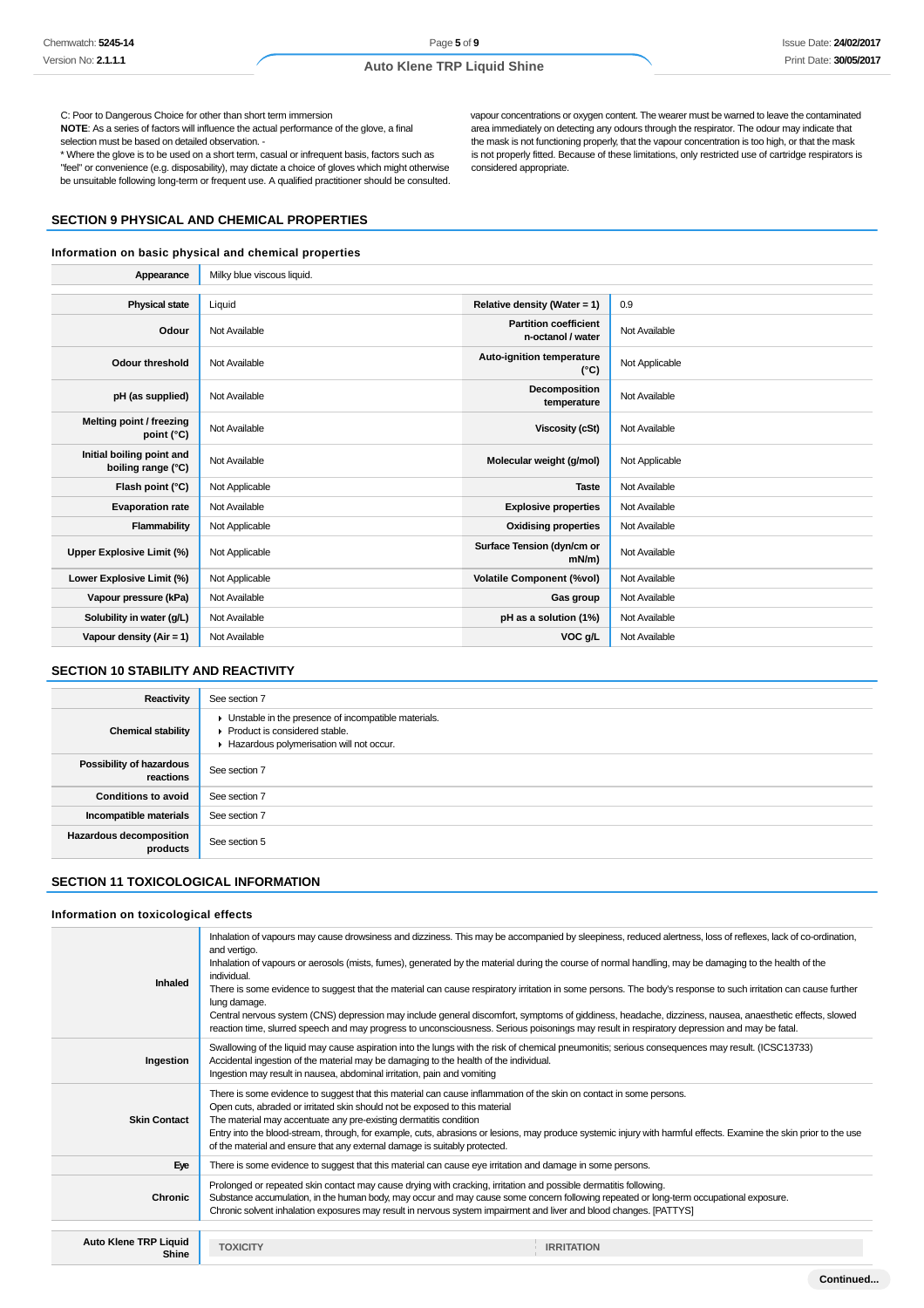C: Poor to Dangerous Choice for other than short term immersion
**NOTE**: As a series of factors will influence the actual performance of the glove, a final selection must be based on detailed observation. -
* Where the glove is to be used on a short term, casual or infrequent basis, factors such as "feel" or convenience (e.g. disposability), may dictate a choice of gloves which might otherwise be unsuitable following long-term or frequent use. A qualified practitioner should be consulted.

vapour concentrations or oxygen content. The wearer must be warned to leave the contaminated area immediately on detecting any odours through the respirator. The odour may indicate that the mask is not functioning properly, that the vapour concentration is too high, or that the mask is not properly fitted. Because of these limitations, only restricted use of cartridge respirators is considered appropriate.

## SECTION 9 PHYSICAL AND CHEMICAL PROPERTIES

### Information on basic physical and chemical properties

| | | | |
|---|---|---|---|
| **Appearance** | Milky blue viscous liquid. | | |
| **Physical state** | Liquid | **Relative density (Water = 1)** | 0.9 |
| **Odour** | Not Available | **Partition coefficient n-octanol / water** | Not Available |
| **Odour threshold** | Not Available | **Auto-ignition temperature (°C)** | Not Applicable |
| **pH (as supplied)** | Not Available | **Decomposition temperature** | Not Available |
| **Melting point / freezing point (°C)** | Not Available | **Viscosity (cSt)** | Not Available |
| **Initial boiling point and boiling range (°C)** | Not Available | **Molecular weight (g/mol)** | Not Applicable |
| **Flash point (°C)** | Not Applicable | **Taste** | Not Available |
| **Evaporation rate** | Not Available | **Explosive properties** | Not Available |
| **Flammability** | Not Applicable | **Oxidising properties** | Not Available |
| **Upper Explosive Limit (%)** | Not Applicable | **Surface Tension (dyn/cm or mN/m)** | Not Available |
| **Lower Explosive Limit (%)** | Not Applicable | **Volatile Component (%vol)** | Not Available |
| **Vapour pressure (kPa)** | Not Available | **Gas group** | Not Available |
| **Solubility in water (g/L)** | Not Available | **pH as a solution (1%)** | Not Available |
| **Vapour density (Air = 1)** | Not Available | **VOC g/L** | Not Available |

## SECTION 10 STABILITY AND REACTIVITY

| | |
|---|---|
| **Reactivity** | See section 7 |
| **Chemical stability** | ▸ Unstable in the presence of incompatible materials.<br>▸ Product is considered stable.<br>▸ Hazardous polymerisation will not occur. |
| **Possibility of hazardous reactions** | See section 7 |
| **Conditions to avoid** | See section 7 |
| **Incompatible materials** | See section 7 |
| **Hazardous decomposition products** | See section 5 |

## SECTION 11 TOXICOLOGICAL INFORMATION

### Information on toxicological effects

| | |
|---|---|
| **Inhaled** | Inhalation of vapours may cause drowsiness and dizziness. This may be accompanied by sleepiness, reduced alertness, loss of reflexes, lack of co-ordination, and vertigo.<br>Inhalation of vapours or aerosols (mists, fumes), generated by the material during the course of normal handling, may be damaging to the health of the individual.<br>There is some evidence to suggest that the material can cause respiratory irritation in some persons. The body's response to such irritation can cause further lung damage.<br>Central nervous system (CNS) depression may include general discomfort, symptoms of giddiness, headache, dizziness, nausea, anaesthetic effects, slowed reaction time, slurred speech and may progress to unconsciousness. Serious poisonings may result in respiratory depression and may be fatal. |
| **Ingestion** | Swallowing of the liquid may cause aspiration into the lungs with the risk of chemical pneumonitis; serious consequences may result. (ICSC13733)<br>Accidental ingestion of the material may be damaging to the health of the individual.<br>Ingestion may result in nausea, abdominal irritation, pain and vomiting |
| **Skin Contact** | There is some evidence to suggest that this material can cause inflammation of the skin on contact in some persons.<br>Open cuts, abraded or irritated skin should not be exposed to this material<br>The material may accentuate any pre-existing dermatitis condition<br>Entry into the blood-stream, through, for example, cuts, abrasions or lesions, may produce systemic injury with harmful effects. Examine the skin prior to the use of the material and ensure that any external damage is suitably protected. |
| **Eye** | There is some evidence to suggest that this material can cause eye irritation and damage in some persons. |
| **Chronic** | Prolonged or repeated skin contact may cause drying with cracking, irritation and possible dermatitis following.<br>Substance accumulation, in the human body, may occur and may cause some concern following repeated or long-term occupational exposure.<br>Chronic solvent inhalation exposures may result in nervous system impairment and liver and blood changes. [PATTYS] |

| **Auto Klene TRP Liquid Shine** | TOXICITY | IRRITATION |
|---|---|---|

Continued...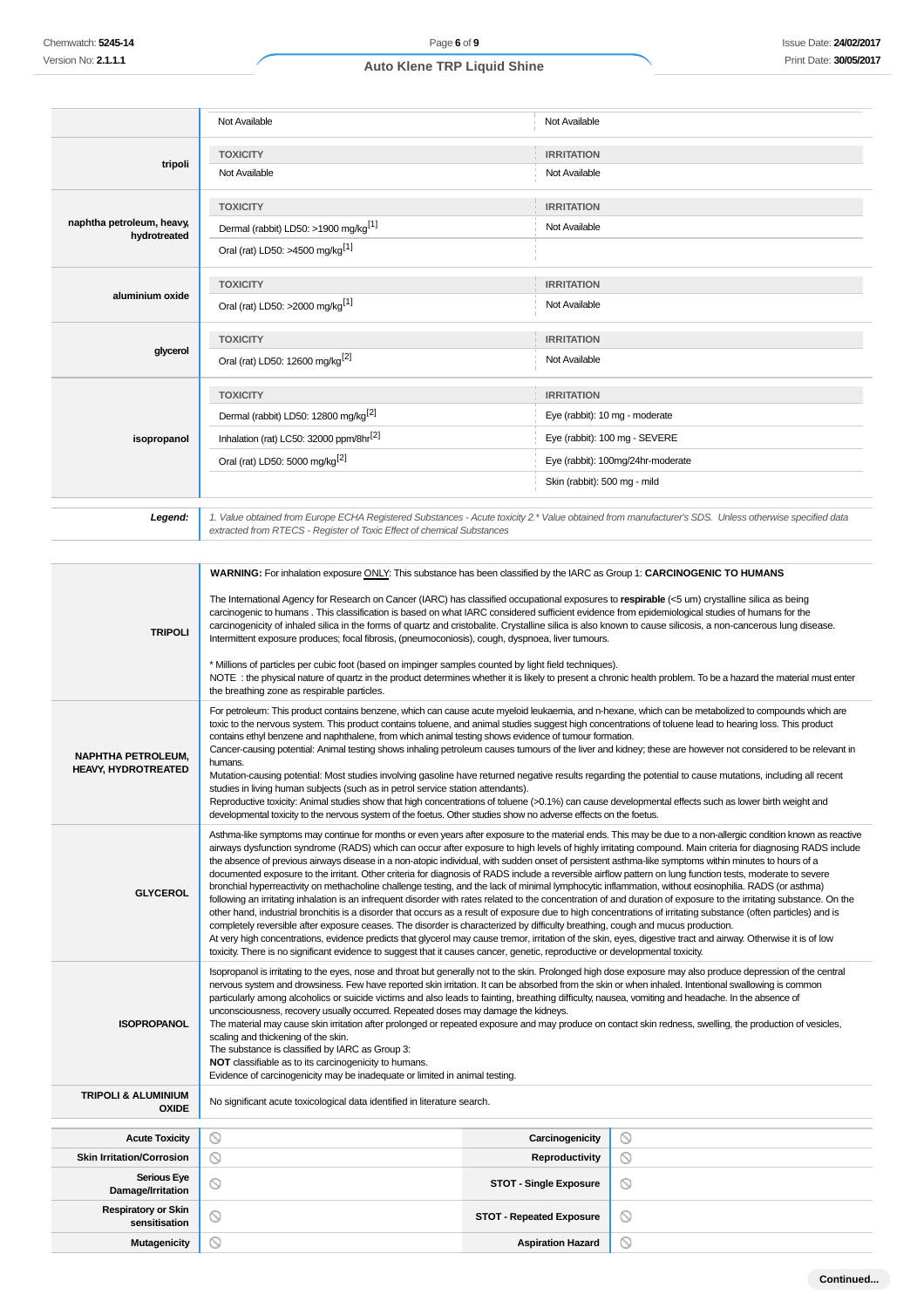| | TOXICITY | IRRITATION |
|---|---|---|
| | Not Available | Not Available |
| tripoli | **TOXICITY** | **IRRITATION** |
| | Not Available | Not Available |
| naphtha petroleum, heavy, hydrotreated | **TOXICITY** | **IRRITATION** |
| | Dermal (rabbit) LD50: >1900 mg/kg[1] | Not Available |
| | Oral (rat) LD50: >4500 mg/kg[1] | |
| aluminium oxide | **TOXICITY** | **IRRITATION** |
| | Oral (rat) LD50: >2000 mg/kg[1] | Not Available |
| glycerol | **TOXICITY** | **IRRITATION** |
| | Oral (rat) LD50: 12600 mg/kg[2] | Not Available |
| isopropanol | **TOXICITY** | **IRRITATION** |
| | Dermal (rabbit) LD50: 12800 mg/kg[2] | Eye (rabbit): 10 mg - moderate |
| | Inhalation (rat) LC50: 32000 ppm/8hr[2] | Eye (rabbit): 100 mg - SEVERE |
| | Oral (rat) LD50: 5000 mg/kg[2] | Eye (rabbit): 100mg/24hr-moderate |
| | | Skin (rabbit): 500 mg - mild |

**Legend:** *1. Value obtained from Europe ECHA Registered Substances - Acute toxicity 2.* Value obtained from manufacturer's SDS. Unless otherwise specified data extracted from RTECS - Register of Toxic Effect of chemical Substances*

| | |
|---|---|
| **TRIPOLI** | **WARNING:** For inhalation exposure ONLY: This substance has been classified by the IARC as Group 1: **CARCINOGENIC TO HUMANS**<br><br>The International Agency for Research on Cancer (IARC) has classified occupational exposures to **respirable** (<5 um) crystalline silica as being carcinogenic to humans . This classification is based on what IARC considered sufficient evidence from epidemiological studies of humans for the carcinogenicity of inhaled silica in the forms of quartz and cristobalite. Crystalline silica is also known to cause silicosis, a non-cancerous lung disease. Intermittent exposure produces; focal fibrosis, (pneumoconiosis), cough, dyspnoea, liver tumours.<br><br>* Millions of particles per cubic foot (based on impinger samples counted by light field techniques).<br>NOTE : the physical nature of quartz in the product determines whether it is likely to present a chronic health problem. To be a hazard the material must enter the breathing zone as respirable particles. |
| **NAPHTHA PETROLEUM, HEAVY, HYDROTREATED** | For petroleum: This product contains benzene, which can cause acute myeloid leukaemia, and n-hexane, which can be metabolized to compounds which are toxic to the nervous system. This product contains toluene, and animal studies suggest high concentrations of toluene lead to hearing loss. This product contains ethyl benzene and naphthalene, from which animal testing shows evidence of tumour formation.<br>Cancer-causing potential: Animal testing shows inhaling petroleum causes tumours of the liver and kidney; these are however not considered to be relevant in humans.<br>Mutation-causing potential: Most studies involving gasoline have returned negative results regarding the potential to cause mutations, including all recent studies in living human subjects (such as in petrol service station attendants).<br>Reproductive toxicity: Animal studies show that high concentrations of toluene (>0.1%) can cause developmental effects such as lower birth weight and developmental toxicity to the nervous system of the foetus. Other studies show no adverse effects on the foetus. |
| **GLYCEROL** | Asthma-like symptoms may continue for months or even years after exposure to the material ends. This may be due to a non-allergic condition known as reactive airways dysfunction syndrome (RADS) which can occur after exposure to high levels of highly irritating compound. Main criteria for diagnosing RADS include the absence of previous airways disease in a non-atopic individual, with sudden onset of persistent asthma-like symptoms within minutes to hours of a documented exposure to the irritant. Other criteria for diagnosis of RADS include a reversible airflow pattern on lung function tests, moderate to severe bronchial hyperreactivity on methacholine challenge testing, and the lack of minimal lymphocytic inflammation, without eosinophilia. RADS (or asthma) following an irritating inhalation is an infrequent disorder with rates related to the concentration of and duration of exposure to the irritating substance. On the other hand, industrial bronchitis is a disorder that occurs as a result of exposure due to high concentrations of irritating substance (often particles) and is completely reversible after exposure ceases. The disorder is characterized by difficulty breathing, cough and mucus production.<br>At very high concentrations, evidence predicts that glycerol may cause tremor, irritation of the skin, eyes, digestive tract and airway. Otherwise it is of low toxicity. There is no significant evidence to suggest that it causes cancer, genetic, reproductive or developmental toxicity. |
| **ISOPROPANOL** | Isopropanol is irritating to the eyes, nose and throat but generally not to the skin. Prolonged high dose exposure may also produce depression of the central nervous system and drowsiness. Few have reported skin irritation. It can be absorbed from the skin or when inhaled. Intentional swallowing is common particularly among alcoholics or suicide victims and also leads to fainting, breathing difficulty, nausea, vomiting and headache. In the absence of unconsciousness, recovery usually occurred. Repeated doses may damage the kidneys.<br>The material may cause skin irritation after prolonged or repeated exposure and may produce on contact skin redness, swelling, the production of vesicles, scaling and thickening of the skin.<br>The substance is classified by IARC as Group 3:<br>**NOT** classifiable as to its carcinogenicity to humans.<br>Evidence of carcinogenicity may be inadequate or limited in animal testing. |
| **TRIPOLI & ALUMINIUM OXIDE** | No significant acute toxicological data identified in literature search. |

| | | | |
|---|---|---|---|
| **Acute Toxicity** | ⃠ | **Carcinogenicity** | ⃠ |
| **Skin Irritation/Corrosion** | ⃠ | **Reproductivity** | ⃠ |
| **Serious Eye Damage/Irritation** | ⃠ | **STOT - Single Exposure** | ⃠ |
| **Respiratory or Skin sensitisation** | ⃠ | **STOT - Repeated Exposure** | ⃠ |
| **Mutagenicity** | ⃠ | **Aspiration Hazard** | ⃠ |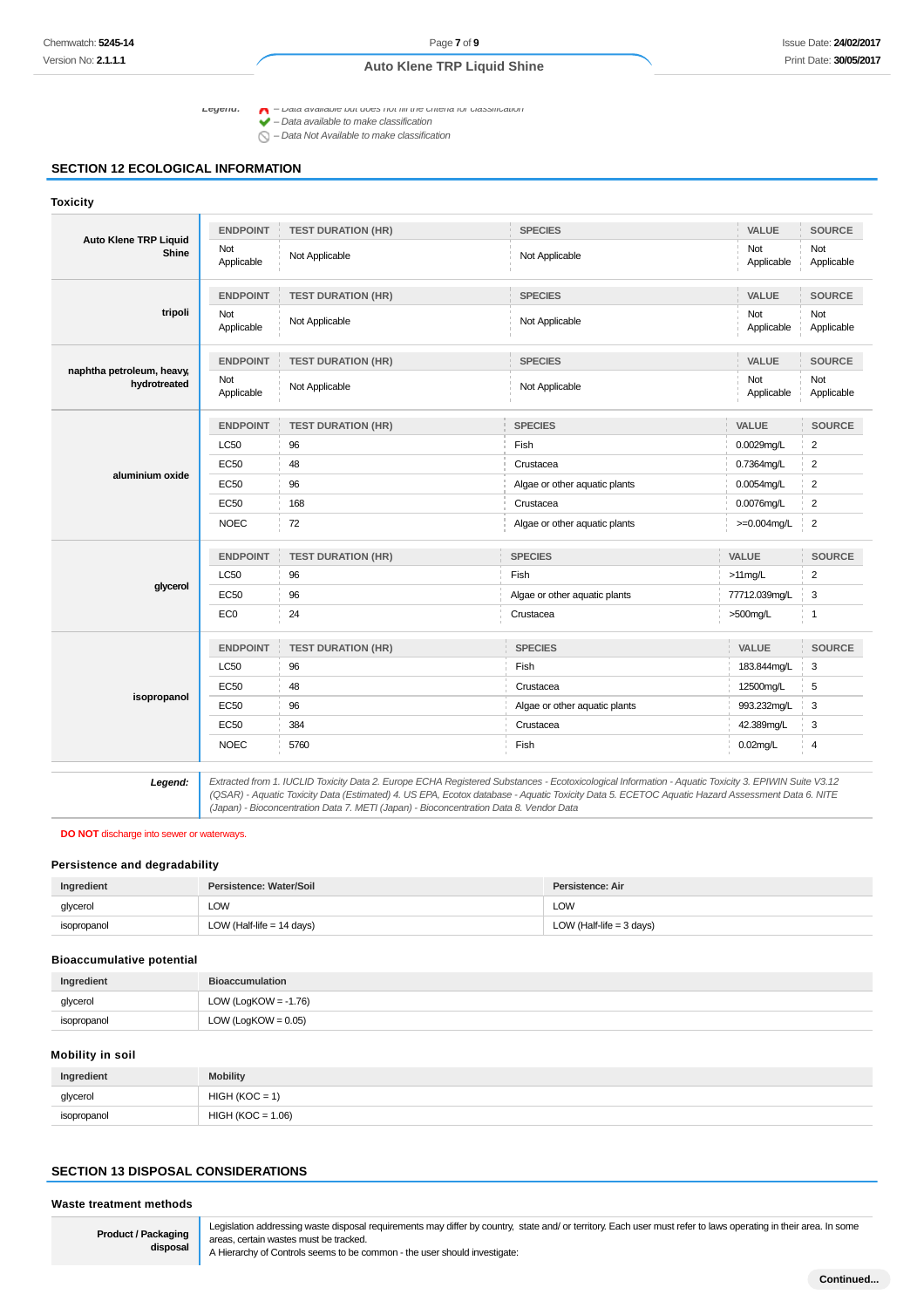Legend: – Data available but does not fill the criteria for classification
– Data available to make classification
– Data Not Available to make classification

## SECTION 12 ECOLOGICAL INFORMATION

### Toxicity

**Auto Klene TRP Liquid Shine**

| ENDPOINT | TEST DURATION (HR) | SPECIES | VALUE | SOURCE |
|---|---|---|---|---|
| Not Applicable | Not Applicable | Not Applicable | Not Applicable | Not Applicable |

**tripoli**

| ENDPOINT | TEST DURATION (HR) | SPECIES | VALUE | SOURCE |
|---|---|---|---|---|
| Not Applicable | Not Applicable | Not Applicable | Not Applicable | Not Applicable |

**naphtha petroleum, heavy, hydrotreated**

| ENDPOINT | TEST DURATION (HR) | SPECIES | VALUE | SOURCE |
|---|---|---|---|---|
| Not Applicable | Not Applicable | Not Applicable | Not Applicable | Not Applicable |

**aluminium oxide**

| ENDPOINT | TEST DURATION (HR) | SPECIES | VALUE | SOURCE |
|---|---|---|---|---|
| LC50 | 96 | Fish | 0.0029mg/L | 2 |
| EC50 | 48 | Crustacea | 0.7364mg/L | 2 |
| EC50 | 96 | Algae or other aquatic plants | 0.0054mg/L | 2 |
| EC50 | 168 | Crustacea | 0.0076mg/L | 2 |
| NOEC | 72 | Algae or other aquatic plants | >=0.004mg/L | 2 |

**glycerol**

| ENDPOINT | TEST DURATION (HR) | SPECIES | VALUE | SOURCE |
|---|---|---|---|---|
| LC50 | 96 | Fish | >11mg/L | 2 |
| EC50 | 96 | Algae or other aquatic plants | 77712.039mg/L | 3 |
| EC0 | 24 | Crustacea | >500mg/L | 1 |

**isopropanol**

| ENDPOINT | TEST DURATION (HR) | SPECIES | VALUE | SOURCE |
|---|---|---|---|---|
| LC50 | 96 | Fish | 183.844mg/L | 3 |
| EC50 | 48 | Crustacea | 12500mg/L | 5 |
| EC50 | 96 | Algae or other aquatic plants | 993.232mg/L | 3 |
| EC50 | 384 | Crustacea | 42.389mg/L | 3 |
| NOEC | 5760 | Fish | 0.02mg/L | 4 |

**Legend:** *Extracted from 1. IUCLID Toxicity Data 2. Europe ECHA Registered Substances - Ecotoxicological Information - Aquatic Toxicity 3. EPIWIN Suite V3.12 (QSAR) - Aquatic Toxicity Data (Estimated) 4. US EPA, Ecotox database - Aquatic Toxicity Data 5. ECETOC Aquatic Hazard Assessment Data 6. NITE (Japan) - Bioconcentration Data 7. METI (Japan) - Bioconcentration Data 8. Vendor Data*

**DO NOT** discharge into sewer or waterways.

### Persistence and degradability

| Ingredient | Persistence: Water/Soil | Persistence: Air |
|---|---|---|
| glycerol | LOW | LOW |
| isopropanol | LOW (Half-life = 14 days) | LOW (Half-life = 3 days) |

### Bioaccumulative potential

| Ingredient | Bioaccumulation |
|---|---|
| glycerol | LOW (LogKOW = -1.76) |
| isopropanol | LOW (LogKOW = 0.05) |

### Mobility in soil

| Ingredient | Mobility |
|---|---|
| glycerol | HIGH (KOC = 1) |
| isopropanol | HIGH (KOC = 1.06) |

## SECTION 13 DISPOSAL CONSIDERATIONS

### Waste treatment methods

| | |
|---|---|
| **Product / Packaging disposal** | Legislation addressing waste disposal requirements may differ by country, state and/ or territory. Each user must refer to laws operating in their area. In some areas, certain wastes must be tracked.<br>A Hierarchy of Controls seems to be common - the user should investigate: |

Continued...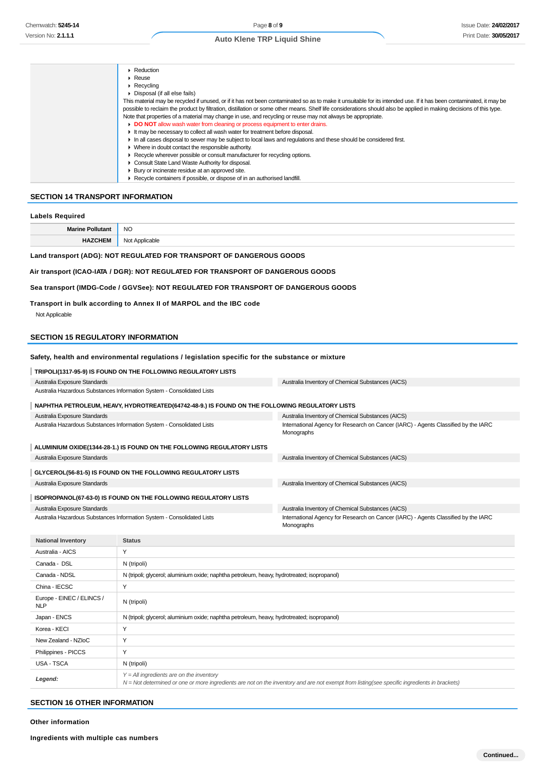| | |
|---|---|
| | ▸ Reduction<br>▸ Reuse<br>▸ Recycling<br>▸ Disposal (if all else fails)<br>This material may be recycled if unused, or if it has not been contaminated so as to make it unsuitable for its intended use. If it has been contaminated, it may be possible to reclaim the product by filtration, distillation or some other means. Shelf life considerations should also be applied in making decisions of this type. Note that properties of a material may change in use, and recycling or reuse may not always be appropriate.<br>▸ **DO NOT** allow wash water from cleaning or process equipment to enter drains.<br>▸ It may be necessary to collect all wash water for treatment before disposal.<br>▸ In all cases disposal to sewer may be subject to local laws and regulations and these should be considered first.<br>▸ Where in doubt contact the responsible authority.<br>▸ Recycle wherever possible or consult manufacturer for recycling options.<br>▸ Consult State Land Waste Authority for disposal.<br>▸ Bury or incinerate residue at an approved site.<br>▸ Recycle containers if possible, or dispose of in an authorised landfill. |

## SECTION 14 TRANSPORT INFORMATION

### Labels Required

| | |
|---|---|
| **Marine Pollutant** | NO |
| **HAZCHEM** | Not Applicable |

**Land transport (ADG): NOT REGULATED FOR TRANSPORT OF DANGEROUS GOODS**

**Air transport (ICAO-IATA / DGR): NOT REGULATED FOR TRANSPORT OF DANGEROUS GOODS**

**Sea transport (IMDG-Code / GGVSee): NOT REGULATED FOR TRANSPORT OF DANGEROUS GOODS**

**Transport in bulk according to Annex II of MARPOL and the IBC code**

Not Applicable

## SECTION 15 REGULATORY INFORMATION

### Safety, health and environmental regulations / legislation specific for the substance or mixture

**TRIPOLI(1317-95-9) IS FOUND ON THE FOLLOWING REGULATORY LISTS**

| | |
|---|---|
| Australia Exposure Standards | Australia Inventory of Chemical Substances (AICS) |
| Australia Hazardous Substances Information System - Consolidated Lists | |

**NAPHTHA PETROLEUM, HEAVY, HYDROTREATED(64742-48-9.) IS FOUND ON THE FOLLOWING REGULATORY LISTS**

| | |
|---|---|
| Australia Exposure Standards | Australia Inventory of Chemical Substances (AICS) |
| Australia Hazardous Substances Information System - Consolidated Lists | International Agency for Research on Cancer (IARC) - Agents Classified by the IARC Monographs |

**ALUMINIUM OXIDE(1344-28-1.) IS FOUND ON THE FOLLOWING REGULATORY LISTS**

| | |
|---|---|
| Australia Exposure Standards | Australia Inventory of Chemical Substances (AICS) |

**GLYCEROL(56-81-5) IS FOUND ON THE FOLLOWING REGULATORY LISTS**

| | |
|---|---|
| Australia Exposure Standards | Australia Inventory of Chemical Substances (AICS) |

**ISOPROPANOL(67-63-0) IS FOUND ON THE FOLLOWING REGULATORY LISTS**

| | |
|---|---|
| Australia Exposure Standards | Australia Inventory of Chemical Substances (AICS) |
| Australia Hazardous Substances Information System - Consolidated Lists | International Agency for Research on Cancer (IARC) - Agents Classified by the IARC Monographs |

| National Inventory | Status |
|---|---|
| Australia - AICS | Y |
| Canada - DSL | N (tripoli) |
| Canada - NDSL | N (tripoli; glycerol; aluminium oxide; naphtha petroleum, heavy, hydrotreated; isopropanol) |
| China - IECSC | Y |
| Europe - EINEC / ELINCS / NLP | N (tripoli) |
| Japan - ENCS | N (tripoli; glycerol; aluminium oxide; naphtha petroleum, heavy, hydrotreated; isopropanol) |
| Korea - KECI | Y |
| New Zealand - NZIoC | Y |
| Philippines - PICCS | Y |
| USA - TSCA | N (tripoli) |
| ***Legend:*** | *Y = All ingredients are on the inventory*<br>*N = Not determined or one or more ingredients are not on the inventory and are not exempt from listing(see specific ingredients in brackets)* |

## SECTION 16 OTHER INFORMATION

### Other information

### Ingredients with multiple cas numbers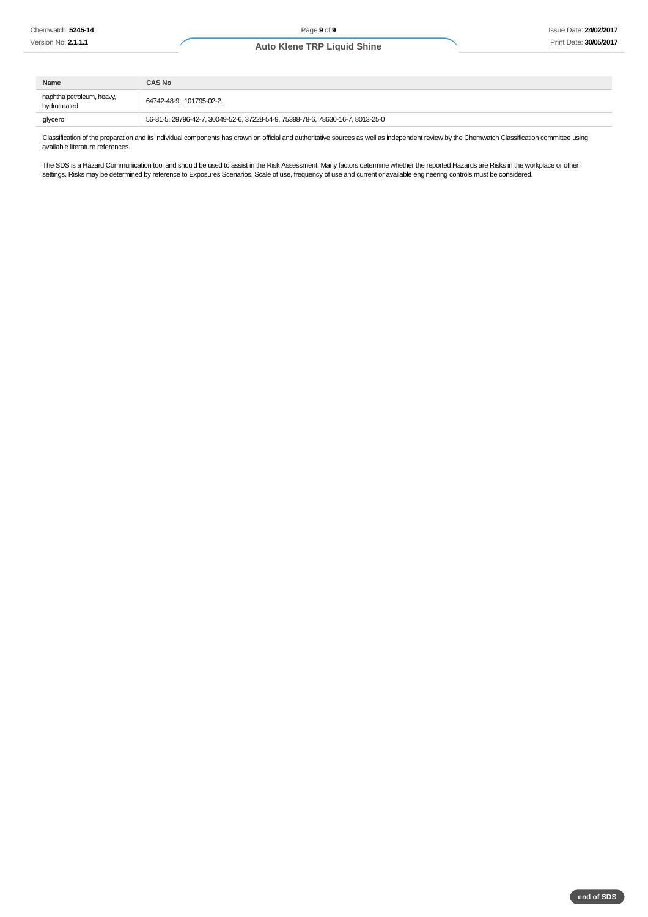| Name | CAS No |
| --- | --- |
| naphtha petroleum, heavy, hydrotreated | 64742-48-9., 101795-02-2. |
| glycerol | 56-81-5, 29796-42-7, 30049-52-6, 37228-54-9, 75398-78-6, 78630-16-7, 8013-25-0 |

Classification of the preparation and its individual components has drawn on official and authoritative sources as well as independent review by the Chemwatch Classification committee using available literature references.

The SDS is a Hazard Communication tool and should be used to assist in the Risk Assessment. Many factors determine whether the reported Hazards are Risks in the workplace or other settings. Risks may be determined by reference to Exposures Scenarios. Scale of use, frequency of use and current or available engineering controls must be considered.

**end of SDS**